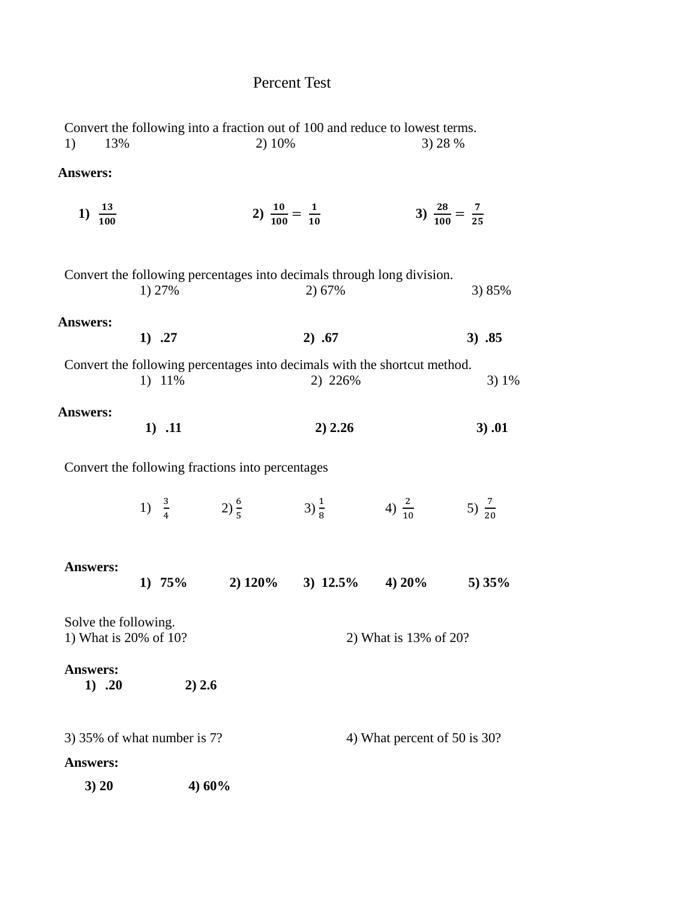# Percent Test

Convert the following into a fraction out of 100 and reduce to lowest terms.

1) 13%     2) 10%     3) 28 %

**Answers:**

**1)** $\frac{13}{100}$     **2)** $\frac{10}{100} = \frac{1}{10}$     **3)** $\frac{28}{100} = \frac{7}{25}$

Convert the following percentages into decimals through long division.

1) 27%     2) 67%     3) 85%

**Answers:**

**1) .27     2) .67     3) .85**

Convert the following percentages into decimals with the shortcut method.

1) 11%     2) 226%     3) 1%

**Answers:**

**1) .11     2) 2.26     3) .01**

Convert the following fractions into percentages

1) $\frac{3}{4}$     2) $\frac{6}{5}$     3) $\frac{1}{8}$     4) $\frac{2}{10}$     5) $\frac{7}{20}$

**Answers:**

**1) 75%     2) 120%     3) 12.5%     4) 20%     5) 35%**

Solve the following.

1) What is 20% of 10?     2) What is 13% of 20?

**Answers:**

**1) .20     2) 2.6**

3) 35% of what number is 7?     4) What percent of 50 is 30?

**Answers:**

**3) 20     4) 60%**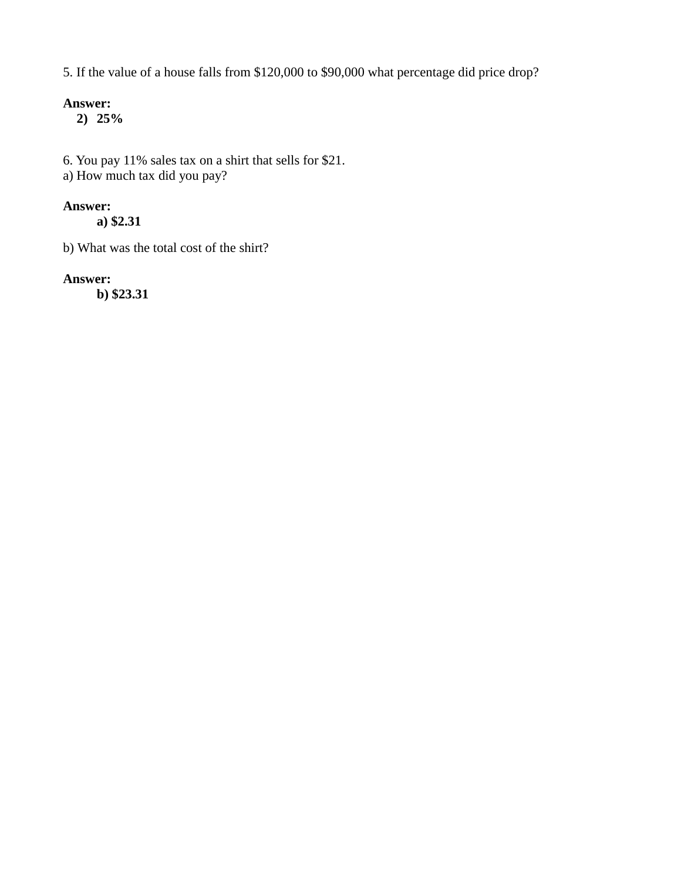5. If the value of a house falls from $120,000 to $90,000 what percentage did price drop?

**Answer:**

**2) 25%**

6. You pay 11% sales tax on a shirt that sells for $21.
a) How much tax did you pay?

**Answer:**

**a) $2.31**

b) What was the total cost of the shirt?

**Answer:**

**b) $23.31**